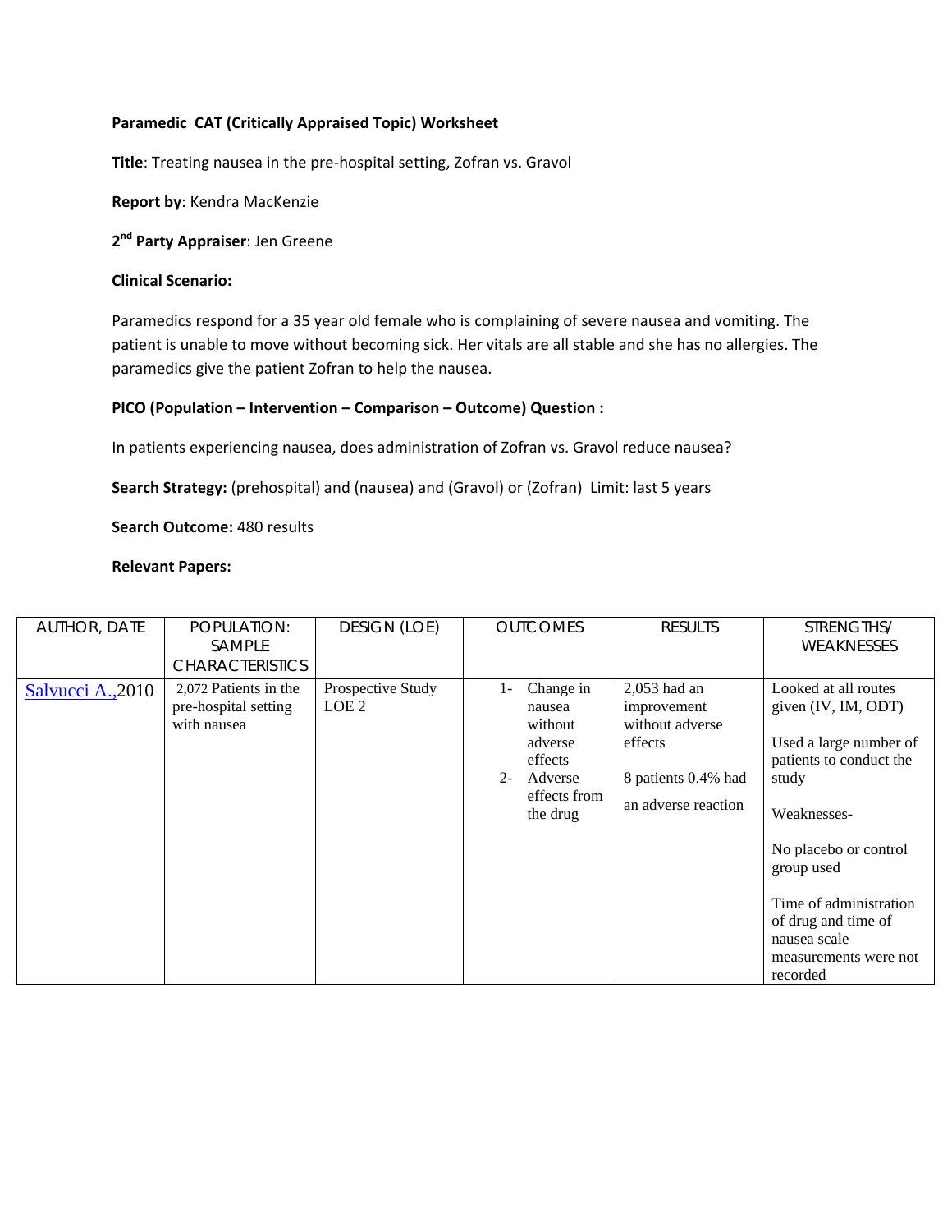**Paramedic CAT (Critically Appraised Topic) Worksheet**

**Title**: Treating nausea in the pre-hospital setting, Zofran vs. Gravol

**Report by**: Kendra MacKenzie

**2nd Party Appraiser**: Jen Greene

**Clinical Scenario:**

Paramedics respond for a 35 year old female who is complaining of severe nausea and vomiting. The patient is unable to move without becoming sick. Her vitals are all stable and she has no allergies. The paramedics give the patient Zofran to help the nausea.

**PICO (Population – Intervention – Comparison – Outcome) Question :**

In patients experiencing nausea, does administration of Zofran vs. Gravol reduce nausea?

**Search Strategy:** (prehospital) and (nausea) and (Gravol) or (Zofran) Limit: last 5 years

**Search Outcome:** 480 results

**Relevant Papers:**

| AUTHOR, DATE | POPULATION: SAMPLE CHARACTERISTICS | DESIGN (LOE) | OUTCOMES | RESULTS | STRENGTHS/ WEAKNESSES |
|---|---|---|---|---|---|
| Salvucci A., 2010 | 2,072 Patients in the pre-hospital setting with nausea | Prospective Study LOE 2 | 1- Change in nausea without adverse effects<br>2- Adverse effects from the drug | 2,053 had an improvement without adverse effects<br><br>8 patients 0.4% had an adverse reaction | Looked at all routes given (IV, IM, ODT)<br><br>Used a large number of patients to conduct the study<br><br>Weaknesses-<br><br>No placebo or control group used<br><br>Time of administration of drug and time of nausea scale measurements were not recorded |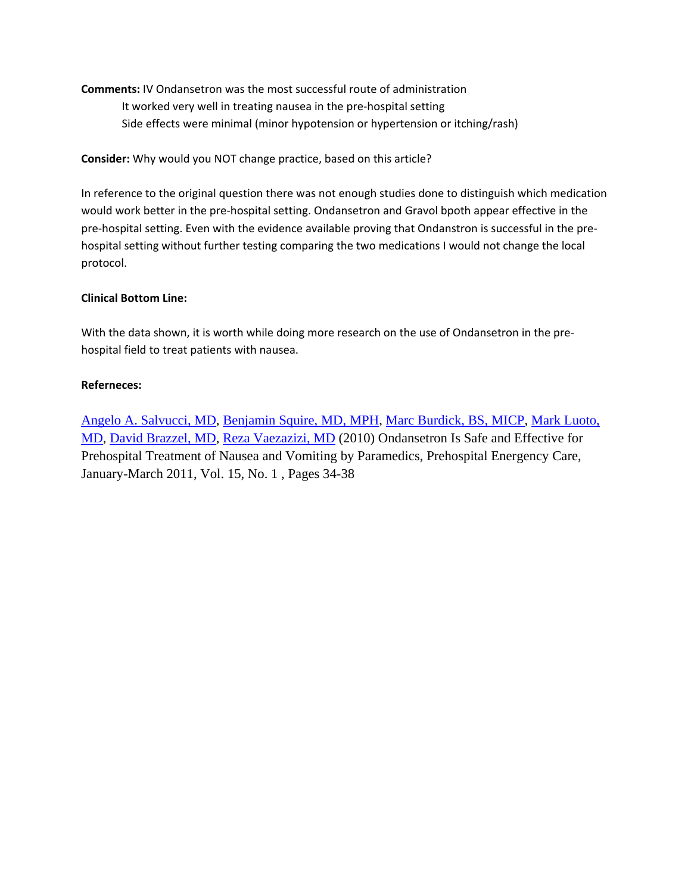**Comments:** IV Ondansetron was the most successful route of administration

It worked very well in treating nausea in the pre-hospital setting

Side effects were minimal (minor hypotension or hypertension or itching/rash)

**Consider:** Why would you NOT change practice, based on this article?

In reference to the original question there was not enough studies done to distinguish which medication would work better in the pre-hospital setting. Ondansetron and Gravol bpoth appear effective in the pre-hospital setting. Even with the evidence available proving that Ondanstron is successful in the pre-hospital setting without further testing comparing the two medications I would not change the local protocol.

**Clinical Bottom Line:**

With the data shown, it is worth while doing more research on the use of Ondansetron in the pre-hospital field to treat patients with nausea.

**Referneces:**

Angelo A. Salvucci, MD, Benjamin Squire, MD, MPH, Marc Burdick, BS, MICP, Mark Luoto, MD, David Brazzel, MD, Reza Vaezazizi, MD (2010) Ondansetron Is Safe and Effective for Prehospital Treatment of Nausea and Vomiting by Paramedics, Prehospital Energency Care, January-March 2011, Vol. 15, No. 1 , Pages 34-38